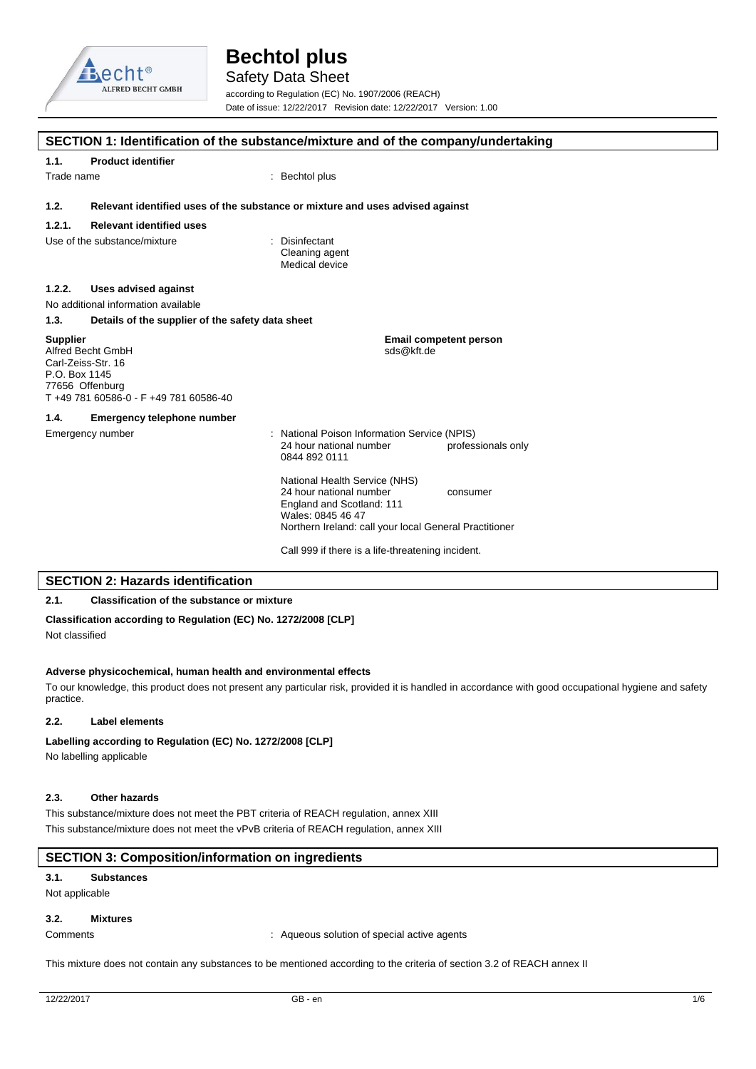# Bechtol plus

Safety Data Sheet

according to Regulation (EC) No. 1907/2006 (REACH)

Date of issue: 12/22/2017 Revision date: 12/22/2017 Version: 1.00

## SECTION 1: Identification of the substance/mixture and of the company/undertaking

### 1.1. Product identifier

Trade name : Bechtol plus

### 1.2. Relevant identified uses of the substance or mixture and uses advised against

#### 1.2.1. Relevant identified uses

Use of the substance/mixture : Disinfectant
Cleaning agent
Medical device

#### 1.2.2. Uses advised against

No additional information available

### 1.3. Details of the supplier of the safety data sheet

**Supplier**
Alfred Becht GmbH
Carl-Zeiss-Str. 16
P.O. Box 1145
77656 Offenburg
T +49 781 60586-0 - F +49 781 60586-40

**Email competent person**
sds@kft.de

### 1.4. Emergency telephone number

Emergency number : National Poison Information Service (NPIS)
24 hour national number professionals only
0844 892 0111

National Health Service (NHS)
24 hour national number consumer
England and Scotland: 111
Wales: 0845 46 47
Northern Ireland: call your local General Practitioner

Call 999 if there is a life-threatening incident.

## SECTION 2: Hazards identification

### 2.1. Classification of the substance or mixture

**Classification according to Regulation (EC) No. 1272/2008 [CLP]**

Not classified

**Adverse physicochemical, human health and environmental effects**

To our knowledge, this product does not present any particular risk, provided it is handled in accordance with good occupational hygiene and safety practice.

### 2.2. Label elements

**Labelling according to Regulation (EC) No. 1272/2008 [CLP]**

No labelling applicable

### 2.3. Other hazards

This substance/mixture does not meet the PBT criteria of REACH regulation, annex XIII

This substance/mixture does not meet the vPvB criteria of REACH regulation, annex XIII

## SECTION 3: Composition/information on ingredients

### 3.1. Substances

Not applicable

### 3.2. Mixtures

Comments : Aqueous solution of special active agents

This mixture does not contain any substances to be mentioned according to the criteria of section 3.2 of REACH annex II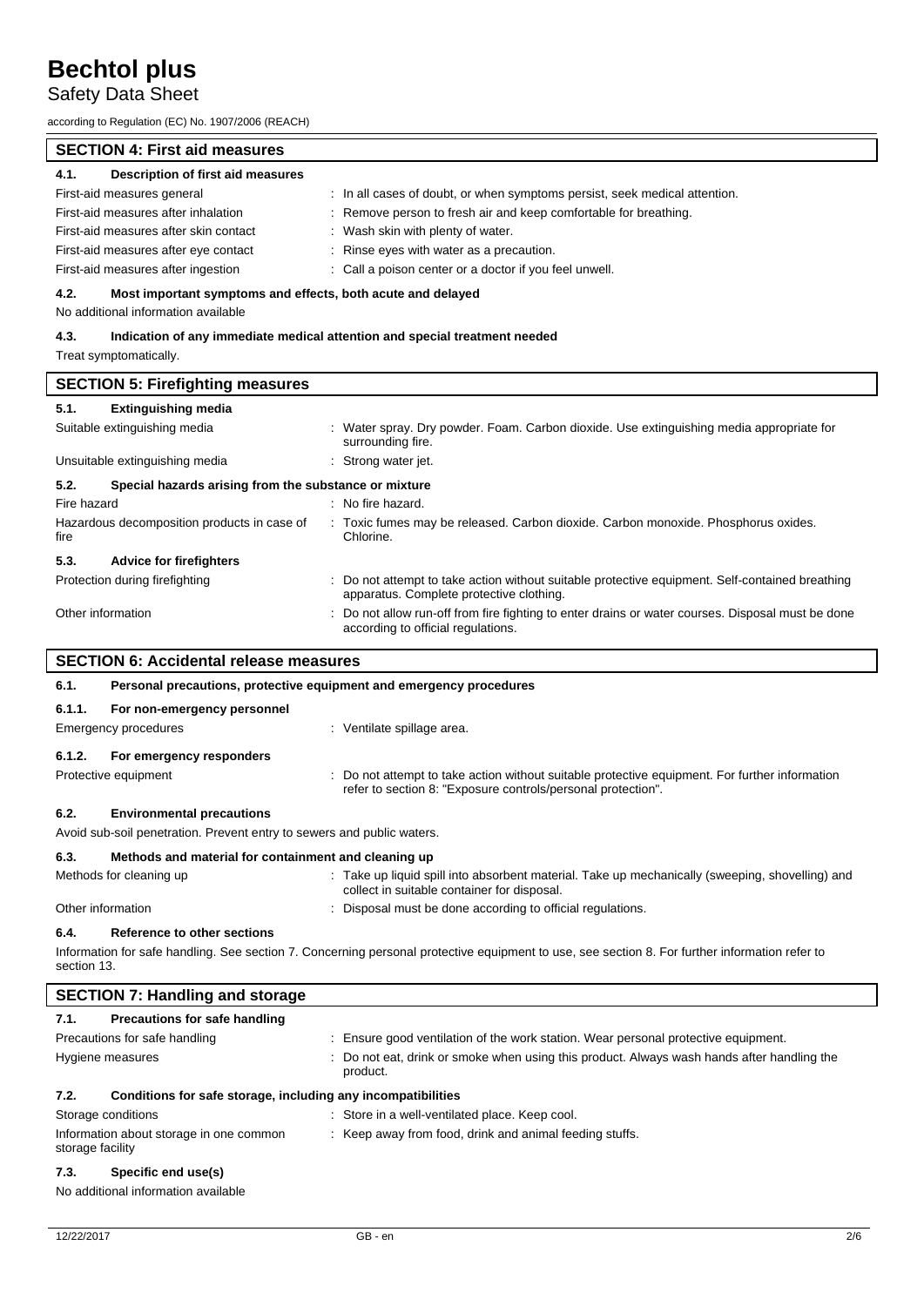## SECTION 4: First aid measures

### 4.1. Description of first aid measures

| | |
|---|---|
| First-aid measures general | : In all cases of doubt, or when symptoms persist, seek medical attention. |
| First-aid measures after inhalation | : Remove person to fresh air and keep comfortable for breathing. |
| First-aid measures after skin contact | : Wash skin with plenty of water. |
| First-aid measures after eye contact | : Rinse eyes with water as a precaution. |
| First-aid measures after ingestion | : Call a poison center or a doctor if you feel unwell. |

### 4.2. Most important symptoms and effects, both acute and delayed

No additional information available

### 4.3. Indication of any immediate medical attention and special treatment needed

Treat symptomatically.

## SECTION 5: Firefighting measures

### 5.1. Extinguishing media

| | |
|---|---|
| Suitable extinguishing media | : Water spray. Dry powder. Foam. Carbon dioxide. Use extinguishing media appropriate for surrounding fire. |
| Unsuitable extinguishing media | : Strong water jet. |

### 5.2. Special hazards arising from the substance or mixture

| | |
|---|---|
| Fire hazard | : No fire hazard. |
| Hazardous decomposition products in case of fire | : Toxic fumes may be released. Carbon dioxide. Carbon monoxide. Phosphorus oxides. Chlorine. |

### 5.3. Advice for firefighters

| | |
|---|---|
| Protection during firefighting | : Do not attempt to take action without suitable protective equipment. Self-contained breathing apparatus. Complete protective clothing. |
| Other information | : Do not allow run-off from fire fighting to enter drains or water courses. Disposal must be done according to official regulations. |

## SECTION 6: Accidental release measures

### 6.1. Personal precautions, protective equipment and emergency procedures

#### 6.1.1. For non-emergency personnel

| | |
|---|---|
| Emergency procedures | : Ventilate spillage area. |

#### 6.1.2. For emergency responders

| | |
|---|---|
| Protective equipment | : Do not attempt to take action without suitable protective equipment. For further information refer to section 8: "Exposure controls/personal protection". |

### 6.2. Environmental precautions

Avoid sub-soil penetration. Prevent entry to sewers and public waters.

### 6.3. Methods and material for containment and cleaning up

| | |
|---|---|
| Methods for cleaning up | : Take up liquid spill into absorbent material. Take up mechanically (sweeping, shovelling) and collect in suitable container for disposal. |
| Other information | : Disposal must be done according to official regulations. |

### 6.4. Reference to other sections

Information for safe handling. See section 7. Concerning personal protective equipment to use, see section 8. For further information refer to section 13.

## SECTION 7: Handling and storage

### 7.1. Precautions for safe handling

| | |
|---|---|
| Precautions for safe handling | : Ensure good ventilation of the work station. Wear personal protective equipment. |
| Hygiene measures | : Do not eat, drink or smoke when using this product. Always wash hands after handling the product. |

### 7.2. Conditions for safe storage, including any incompatibilities

| | |
|---|---|
| Storage conditions | : Store in a well-ventilated place. Keep cool. |
| Information about storage in one common storage facility | : Keep away from food, drink and animal feeding stuffs. |

### 7.3. Specific end use(s)

No additional information available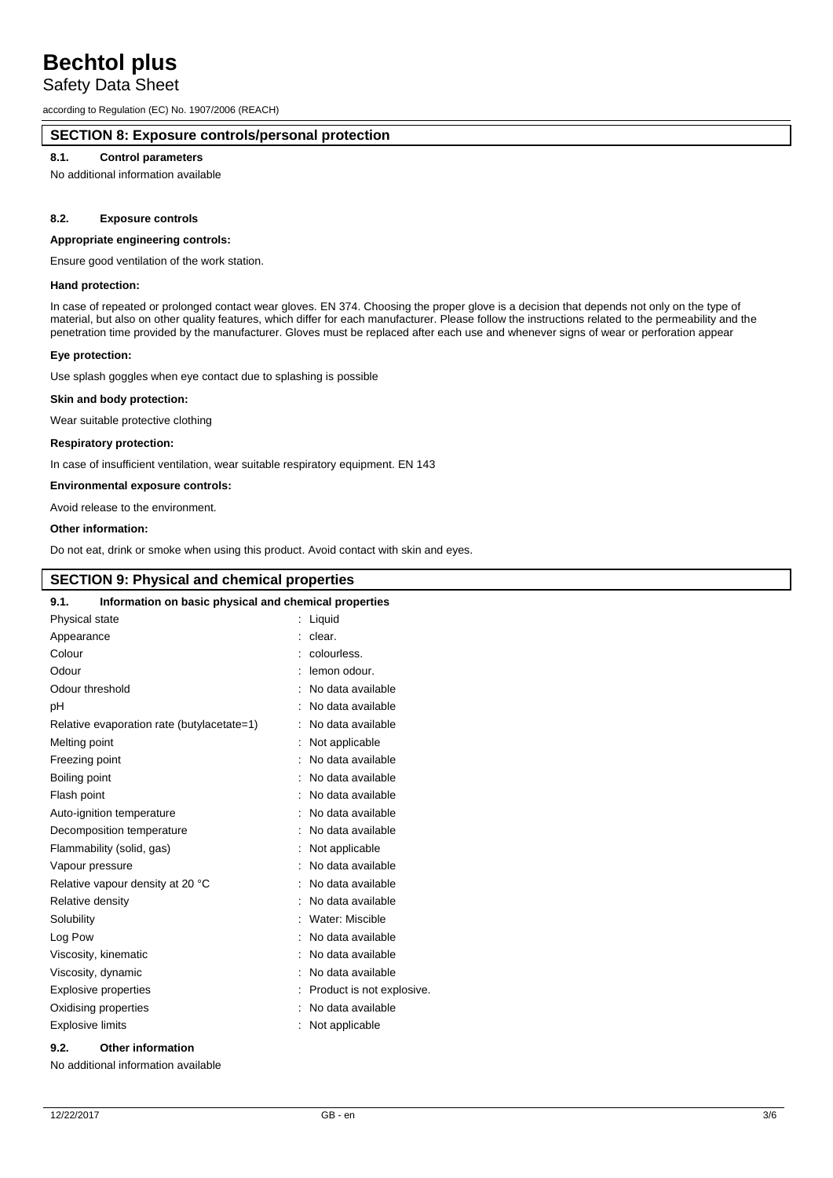## SECTION 8: Exposure controls/personal protection

### 8.1. Control parameters

No additional information available

### 8.2. Exposure controls

**Appropriate engineering controls:**

Ensure good ventilation of the work station.

**Hand protection:**

In case of repeated or prolonged contact wear gloves. EN 374. Choosing the proper glove is a decision that depends not only on the type of material, but also on other quality features, which differ for each manufacturer. Please follow the instructions related to the permeability and the penetration time provided by the manufacturer. Gloves must be replaced after each use and whenever signs of wear or perforation appear

**Eye protection:**

Use splash goggles when eye contact due to splashing is possible

**Skin and body protection:**

Wear suitable protective clothing

**Respiratory protection:**

In case of insufficient ventilation, wear suitable respiratory equipment. EN 143

**Environmental exposure controls:**

Avoid release to the environment.

**Other information:**

Do not eat, drink or smoke when using this product. Avoid contact with skin and eyes.

## SECTION 9: Physical and chemical properties

### 9.1. Information on basic physical and chemical properties

| Property | Value |
|---|---|
| Physical state | Liquid |
| Appearance | clear. |
| Colour | colourless. |
| Odour | lemon odour. |
| Odour threshold | No data available |
| pH | No data available |
| Relative evaporation rate (butylacetate=1) | No data available |
| Melting point | Not applicable |
| Freezing point | No data available |
| Boiling point | No data available |
| Flash point | No data available |
| Auto-ignition temperature | No data available |
| Decomposition temperature | No data available |
| Flammability (solid, gas) | Not applicable |
| Vapour pressure | No data available |
| Relative vapour density at 20 °C | No data available |
| Relative density | No data available |
| Solubility | Water: Miscible |
| Log Pow | No data available |
| Viscosity, kinematic | No data available |
| Viscosity, dynamic | No data available |
| Explosive properties | Product is not explosive. |
| Oxidising properties | No data available |
| Explosive limits | Not applicable |

### 9.2. Other information

No additional information available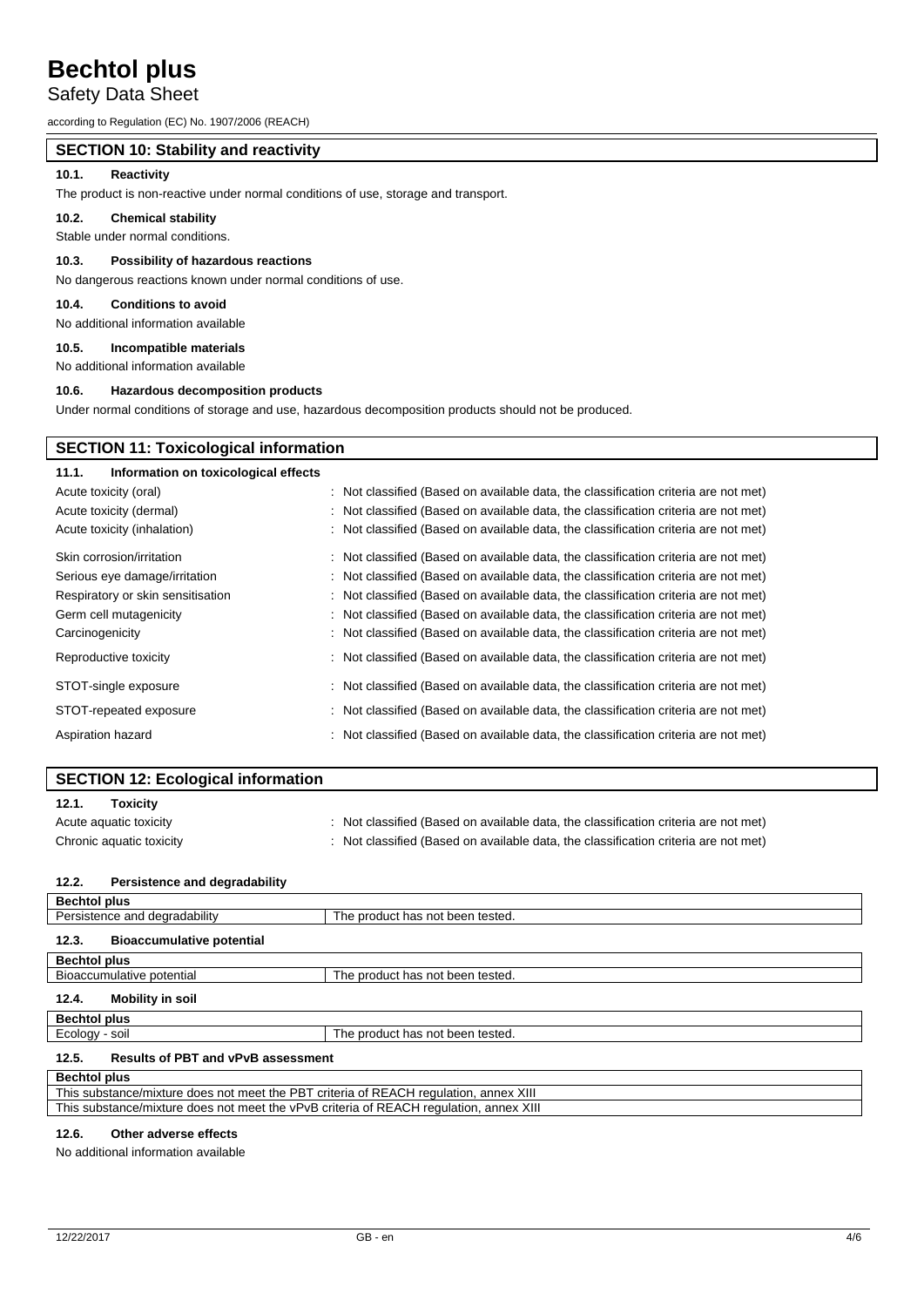## SECTION 10: Stability and reactivity

### 10.1. Reactivity

The product is non-reactive under normal conditions of use, storage and transport.

### 10.2. Chemical stability

Stable under normal conditions.

### 10.3. Possibility of hazardous reactions

No dangerous reactions known under normal conditions of use.

### 10.4. Conditions to avoid

No additional information available

### 10.5. Incompatible materials

No additional information available

### 10.6. Hazardous decomposition products

Under normal conditions of storage and use, hazardous decomposition products should not be produced.

## SECTION 11: Toxicological information

### 11.1. Information on toxicological effects

| | |
|---|---|
| Acute toxicity (oral) | : Not classified (Based on available data, the classification criteria are not met) |
| Acute toxicity (dermal) | : Not classified (Based on available data, the classification criteria are not met) |
| Acute toxicity (inhalation) | : Not classified (Based on available data, the classification criteria are not met) |
| Skin corrosion/irritation | : Not classified (Based on available data, the classification criteria are not met) |
| Serious eye damage/irritation | : Not classified (Based on available data, the classification criteria are not met) |
| Respiratory or skin sensitisation | : Not classified (Based on available data, the classification criteria are not met) |
| Germ cell mutagenicity | : Not classified (Based on available data, the classification criteria are not met) |
| Carcinogenicity | : Not classified (Based on available data, the classification criteria are not met) |
| Reproductive toxicity | : Not classified (Based on available data, the classification criteria are not met) |
| STOT-single exposure | : Not classified (Based on available data, the classification criteria are not met) |
| STOT-repeated exposure | : Not classified (Based on available data, the classification criteria are not met) |
| Aspiration hazard | : Not classified (Based on available data, the classification criteria are not met) |

## SECTION 12: Ecological information

### 12.1. Toxicity

| | |
|---|---|
| Acute aquatic toxicity | : Not classified (Based on available data, the classification criteria are not met) |
| Chronic aquatic toxicity | : Not classified (Based on available data, the classification criteria are not met) |

### 12.2. Persistence and degradability

| **Bechtol plus** | |
|---|---|
| Persistence and degradability | The product has not been tested. |

### 12.3. Bioaccumulative potential

| **Bechtol plus** | |
|---|---|
| Bioaccumulative potential | The product has not been tested. |

### 12.4. Mobility in soil

| **Bechtol plus** | |
|---|---|
| Ecology - soil | The product has not been tested. |

### 12.5. Results of PBT and vPvB assessment

| **Bechtol plus** |
|---|
| This substance/mixture does not meet the PBT criteria of REACH regulation, annex XIII |
| This substance/mixture does not meet the vPvB criteria of REACH regulation, annex XIII |

### 12.6. Other adverse effects

No additional information available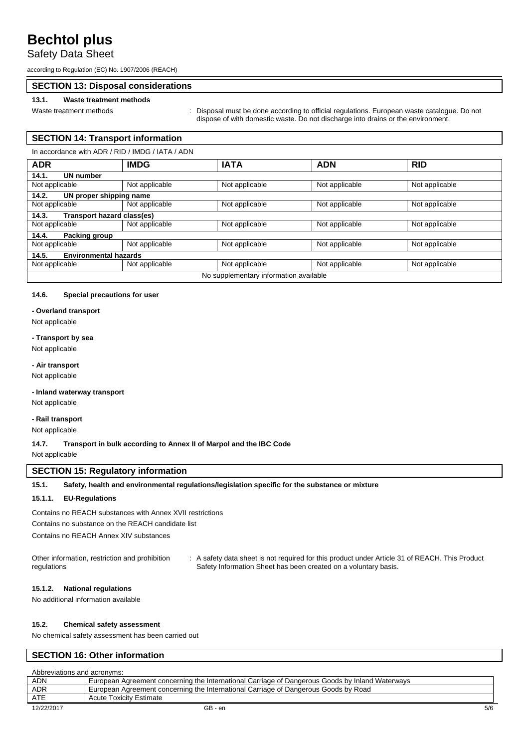## SECTION 13: Disposal considerations

### 13.1. Waste treatment methods

Waste treatment methods : Disposal must be done according to official regulations. European waste catalogue. Do not dispose of with domestic waste. Do not discharge into drains or the environment.

## SECTION 14: Transport information

In accordance with ADR / RID / IMDG / IATA / ADN

| ADR | IMDG | IATA | ADN | RID |
|---|---|---|---|---|
| **14.1. UN number** | | | | |
| Not applicable | Not applicable | Not applicable | Not applicable | Not applicable |
| **14.2. UN proper shipping name** | | | | |
| Not applicable | Not applicable | Not applicable | Not applicable | Not applicable |
| **14.3. Transport hazard class(es)** | | | | |
| Not applicable | Not applicable | Not applicable | Not applicable | Not applicable |
| **14.4. Packing group** | | | | |
| Not applicable | Not applicable | Not applicable | Not applicable | Not applicable |
| **14.5. Environmental hazards** | | | | |
| Not applicable | Not applicable | Not applicable | Not applicable | Not applicable |
| No supplementary information available | | | | |

### 14.6. Special precautions for user

**- Overland transport**

Not applicable

**- Transport by sea**

Not applicable

**- Air transport**

Not applicable

**- Inland waterway transport**

Not applicable

**- Rail transport**

Not applicable

### 14.7. Transport in bulk according to Annex II of Marpol and the IBC Code

Not applicable

## SECTION 15: Regulatory information

### 15.1. Safety, health and environmental regulations/legislation specific for the substance or mixture

#### 15.1.1. EU-Regulations

Contains no REACH substances with Annex XVII restrictions

Contains no substance on the REACH candidate list

Contains no REACH Annex XIV substances

Other information, restriction and prohibition regulations : A safety data sheet is not required for this product under Article 31 of REACH. This Product Safety Information Sheet has been created on a voluntary basis.

#### 15.1.2. National regulations

No additional information available

### 15.2. Chemical safety assessment

No chemical safety assessment has been carried out

## SECTION 16: Other information

Abbreviations and acronyms:

| | |
|---|---|
| ADN | European Agreement concerning the International Carriage of Dangerous Goods by Inland Waterways |
| ADR | European Agreement concerning the International Carriage of Dangerous Goods by Road |
| ATE | Acute Toxicity Estimate |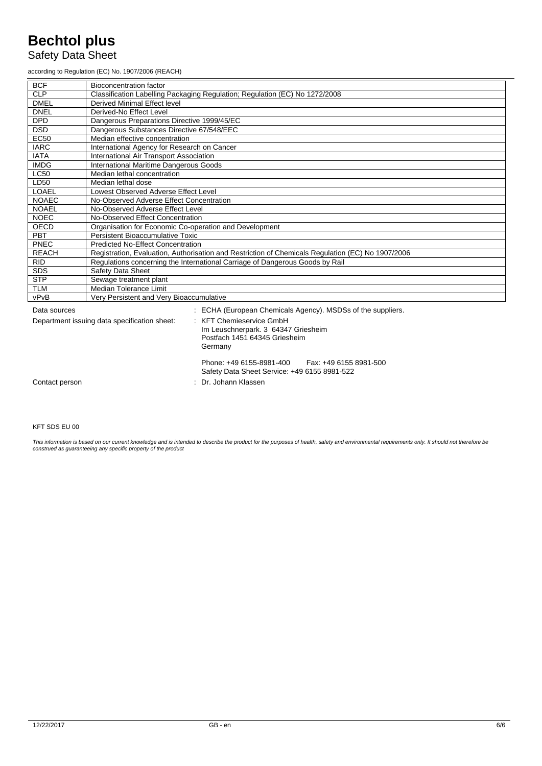| | |
|---|---|
| BCF | Bioconcentration factor |
| CLP | Classification Labelling Packaging Regulation; Regulation (EC) No 1272/2008 |
| DMEL | Derived Minimal Effect level |
| DNEL | Derived-No Effect Level |
| DPD | Dangerous Preparations Directive 1999/45/EC |
| DSD | Dangerous Substances Directive 67/548/EEC |
| EC50 | Median effective concentration |
| IARC | International Agency for Research on Cancer |
| IATA | International Air Transport Association |
| IMDG | International Maritime Dangerous Goods |
| LC50 | Median lethal concentration |
| LD50 | Median lethal dose |
| LOAEL | Lowest Observed Adverse Effect Level |
| NOAEC | No-Observed Adverse Effect Concentration |
| NOAEL | No-Observed Adverse Effect Level |
| NOEC | No-Observed Effect Concentration |
| OECD | Organisation for Economic Co-operation and Development |
| PBT | Persistent Bioaccumulative Toxic |
| PNEC | Predicted No-Effect Concentration |
| REACH | Registration, Evaluation, Authorisation and Restriction of Chemicals Regulation (EC) No 1907/2006 |
| RID | Regulations concerning the International Carriage of Dangerous Goods by Rail |
| SDS | Safety Data Sheet |
| STP | Sewage treatment plant |
| TLM | Median Tolerance Limit |
| vPvB | Very Persistent and Very Bioaccumulative |

Data sources : ECHA (European Chemicals Agency). MSDSs of the suppliers.

Department issuing data specification sheet: : KFT Chemieservice GmbH
Im Leuschnerpark. 3 64347 Griesheim
Postfach 1451 64345 Griesheim
Germany

Phone: +49 6155-8981-400 Fax: +49 6155 8981-500
Safety Data Sheet Service: +49 6155 8981-522

Contact person : Dr. Johann Klassen

KFT SDS EU 00

*This information is based on our current knowledge and is intended to describe the product for the purposes of health, safety and environmental requirements only. It should not therefore be construed as guaranteeing any specific property of the product*